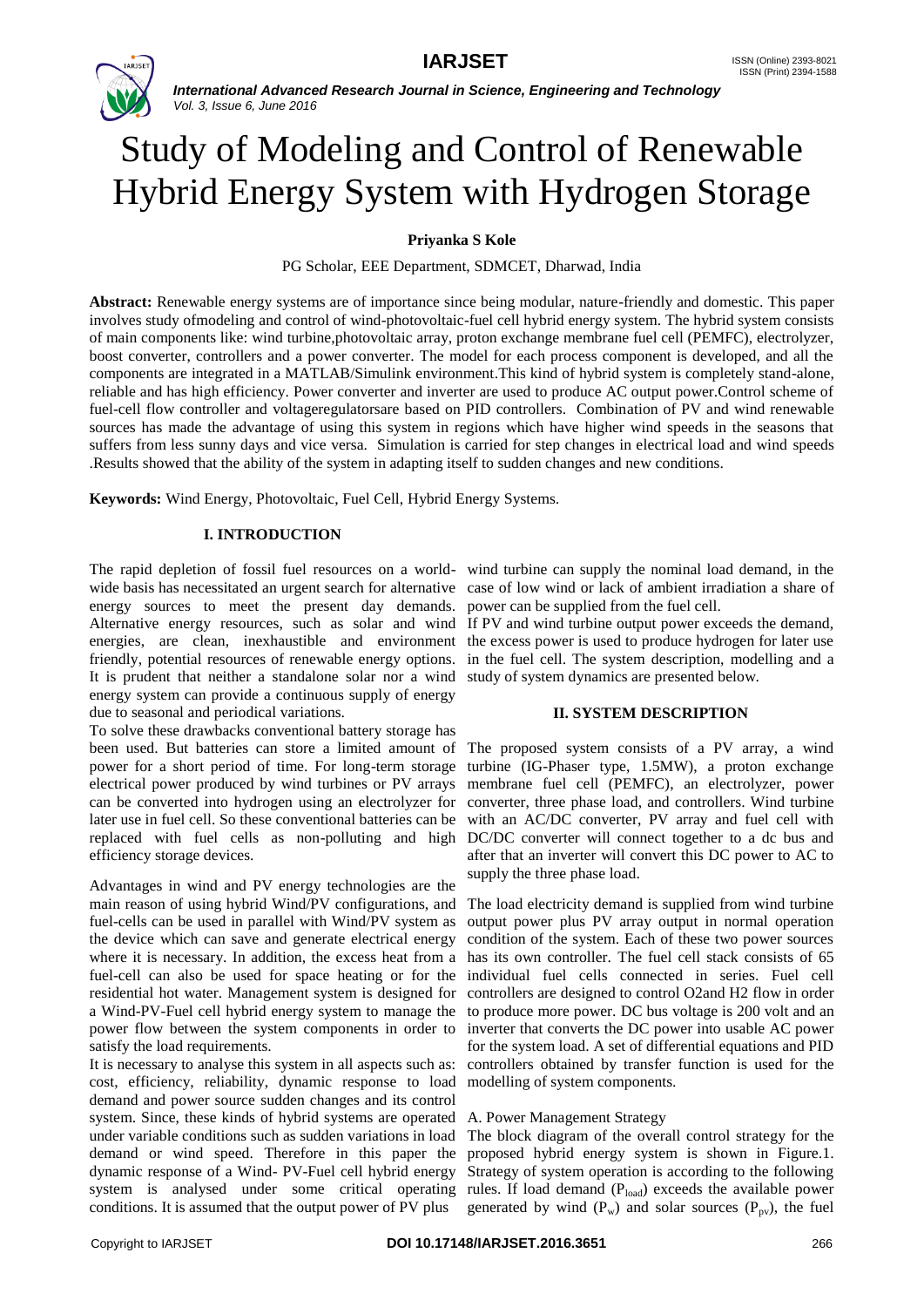# Study of Modeling and Control of Renewable Hybrid Energy System with Hydrogen Storage

**Priyanka S Kole**

PG Scholar, EEE Department, SDMCET, Dharwad, India

**Abstract:** Renewable energy systems are of importance since being modular, nature-friendly and domestic. This paper involves study ofmodeling and control of wind-photovoltaic-fuel cell hybrid energy system. The hybrid system consists of main components like: wind turbine,photovoltaic array, proton exchange membrane fuel cell (PEMFC), electrolyzer, boost converter, controllers and a power converter. The model for each process component is developed, and all the components are integrated in a MATLAB/Simulink environment.This kind of hybrid system is completely stand-alone, reliable and has high efficiency. Power converter and inverter are used to produce AC output power.Control scheme of fuel-cell flow controller and voltageregulatorsare based on PID controllers. Combination of PV and wind renewable sources has made the advantage of using this system in regions which have higher wind speeds in the seasons that suffers from less sunny days and vice versa. Simulation is carried for step changes in electrical load and wind speeds .Results showed that the ability of the system in adapting itself to sudden changes and new conditions.

**Keywords:** Wind Energy, Photovoltaic, Fuel Cell, Hybrid Energy Systems.

## I. INTRODUCTION

The rapid depletion of fossil fuel resources on a world-wide basis has necessitated an urgent search for alternative energy sources to meet the present day demands. Alternative energy resources, such as solar and wind energies, are clean, inexhaustible and environment friendly, potential resources of renewable energy options. It is prudent that neither a standalone solar nor a wind energy system can provide a continuous supply of energy due to seasonal and periodical variations.

To solve these drawbacks conventional battery storage has been used. But batteries can store a limited amount of power for a short period of time. For long-term storage electrical power produced by wind turbines or PV arrays can be converted into hydrogen using an electrolyzer for later use in fuel cell. So these conventional batteries can be replaced with fuel cells as non-polluting and high efficiency storage devices.

Advantages in wind and PV energy technologies are the main reason of using hybrid Wind/PV configurations, and fuel-cells can be used in parallel with Wind/PV system as the device which can save and generate electrical energy where it is necessary. In addition, the excess heat from a fuel-cell can also be used for space heating or for the residential hot water. Management system is designed for a Wind-PV-Fuel cell hybrid energy system to manage the power flow between the system components in order to satisfy the load requirements.

It is necessary to analyse this system in all aspects such as: cost, efficiency, reliability, dynamic response to load demand and power source sudden changes and its control system. Since, these kinds of hybrid systems are operated under variable conditions such as sudden variations in load demand or wind speed. Therefore in this paper the dynamic response of a Wind- PV-Fuel cell hybrid energy system is analysed under some critical operating conditions. It is assumed that the output power of PV plus wind turbine can supply the nominal load demand, in the case of low wind or lack of ambient irradiation a share of power can be supplied from the fuel cell.

If PV and wind turbine output power exceeds the demand, the excess power is used to produce hydrogen for later use in the fuel cell. The system description, modelling and a study of system dynamics are presented below.

## II. SYSTEM DESCRIPTION

The proposed system consists of a PV array, a wind turbine (IG-Phaser type, 1.5MW), a proton exchange membrane fuel cell (PEMFC), an electrolyzer, power converter, three phase load, and controllers. Wind turbine with an AC/DC converter, PV array and fuel cell with DC/DC converter will connect together to a dc bus and after that an inverter will convert this DC power to AC to supply the three phase load.

The load electricity demand is supplied from wind turbine output power plus PV array output in normal operation condition of the system. Each of these two power sources has its own controller. The fuel cell stack consists of 65 individual fuel cells connected in series. Fuel cell controllers are designed to control O2and H2 flow in order to produce more power. DC bus voltage is 200 volt and an inverter that converts the DC power into usable AC power for the system load. A set of differential equations and PID controllers obtained by transfer function is used for the modelling of system components.

### A. Power Management Strategy

The block diagram of the overall control strategy for the proposed hybrid energy system is shown in Figure.1. Strategy of system operation is according to the following rules. If load demand ($P_{load}$) exceeds the available power generated by wind ($P_w$) and solar sources ($P_{pv}$), the fuel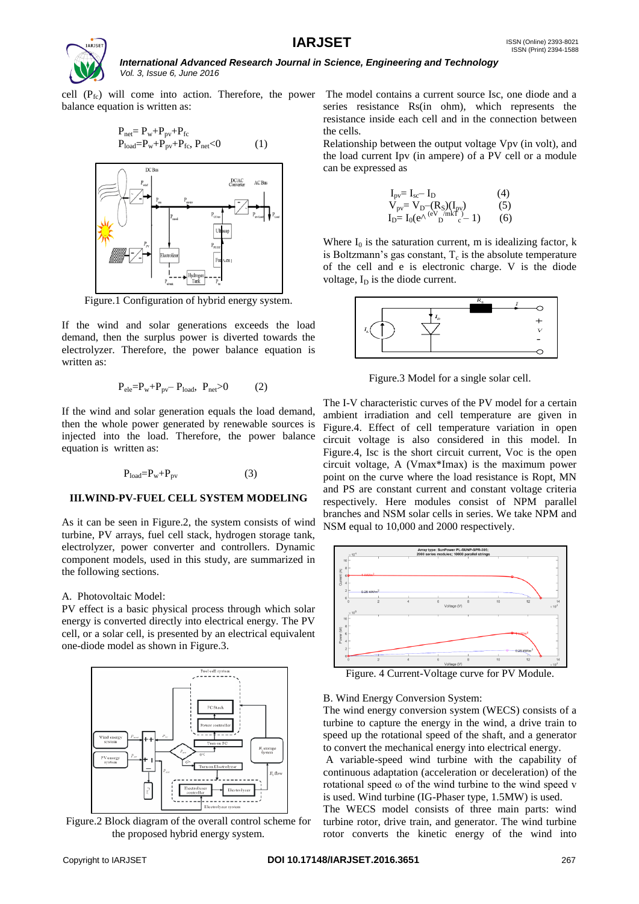cell ($P_{fc}$) will come into action. Therefore, the power balance equation is written as:

$$P_{net}= P_w+P_{pv}+P_{fc}$$
$$P_{load}=P_w+P_{pv}+P_{fc},\ P_{net}<0 \qquad (1)$$

Figure.1 Configuration of hybrid energy system.

If the wind and solar generations exceeds the load demand, then the surplus power is diverted towards the electrolyzer. Therefore, the power balance equation is written as:

$$P_{ele}=P_w+P_{pv}- P_{load},\ P_{net}>0 \qquad (2)$$

If the wind and solar generation equals the load demand, then the whole power generated by renewable sources is injected into the load. Therefore, the power balance equation is written as:

$$P_{load}=P_w+P_{pv} \qquad (3)$$

## III.WIND-PV-FUEL CELL SYSTEM MODELING

As it can be seen in Figure.2, the system consists of wind turbine, PV arrays, fuel cell stack, hydrogen storage tank, electrolyzer, power converter and controllers. Dynamic component models, used in this study, are summarized in the following sections.

### A. Photovoltaic Model:

PV effect is a basic physical process through which solar energy is converted directly into electrical energy. The PV cell, or a solar cell, is presented by an electrical equivalent one-diode model as shown in Figure.3.

Figure.2 Block diagram of the overall control scheme for the proposed hybrid energy system.

The model contains a current source Isc, one diode and a series resistance Rs(in ohm), which represents the resistance inside each cell and in the connection between the cells.

Relationship between the output voltage Vpv (in volt), and the load current Ipv (in ampere) of a PV cell or a module can be expressed as

$$I_{pv}= I_{sc}- I_D \qquad (4)$$
$$V_{pv}= V_D-(R_S)(I_{pv}) \qquad (5)$$
$$I_D= I_0(e^{(eV_D/mkT_c)}- 1) \qquad (6)$$

Where $I_0$ is the saturation current, m is idealizing factor, k is Boltzmann's gas constant, $T_c$ is the absolute temperature of the cell and e is electronic charge. V is the diode voltage, $I_D$ is the diode current.

Figure.3 Model for a single solar cell.

The I-V characteristic curves of the PV model for a certain ambient irradiation and cell temperature are given in Figure.4. Effect of cell temperature variation in open circuit voltage is also considered in this model. In Figure.4, Isc is the short circuit current, Voc is the open circuit voltage, A (Vmax*Imax) is the maximum power point on the curve where the load resistance is Ropt, MN and PS are constant current and constant voltage criteria respectively. Here modules consist of NPM parallel branches and NSM solar cells in series. We take NPM and NSM equal to 10,000 and 2000 respectively.

Figure. 4 Current-Voltage curve for PV Module.

### B. Wind Energy Conversion System:

The wind energy conversion system (WECS) consists of a turbine to capture the energy in the wind, a drive train to speed up the rotational speed of the shaft, and a generator to convert the mechanical energy into electrical energy.

A variable-speed wind turbine with the capability of continuous adaptation (acceleration or deceleration) of the rotational speed ω of the wind turbine to the wind speed v is used. Wind turbine (IG-Phaser type, 1.5MW) is used.

The WECS model consists of three main parts: wind turbine rotor, drive train, and generator. The wind turbine rotor converts the kinetic energy of the wind into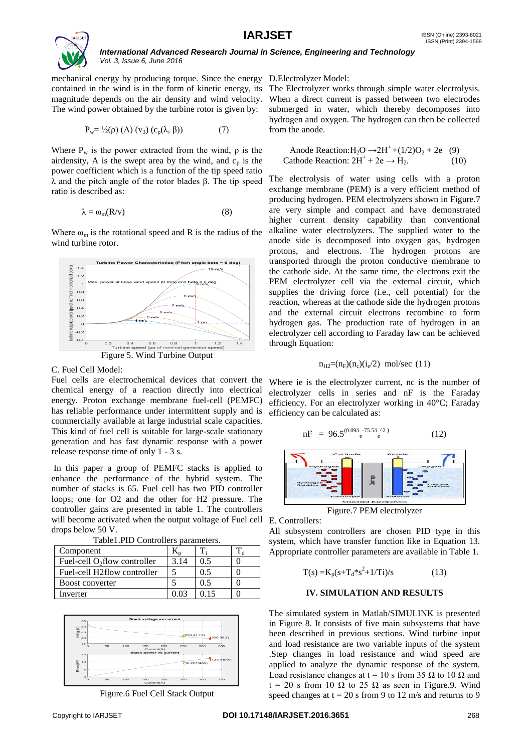mechanical energy by producing torque. Since the energy contained in the wind is in the form of kinetic energy, its magnitude depends on the air density and wind velocity. The wind power obtained by the turbine rotor is given by:

$$P_w = ½(\rho)\,(A)\,(v_3)\,(c_p(\lambda, \beta)) \qquad (7)$$

Where $P_w$ is the power extracted from the wind, $\rho$ is the airdensity, A is the swept area by the wind, and $c_p$ is the power coefficient which is a function of the tip speed ratio $\lambda$ and the pitch angle of the rotor blades $\beta$. The tip speed ratio is described as:

$$\lambda = \omega_m(R/v) \qquad (8)$$

Where $\omega_m$ is the rotational speed and R is the radius of the wind turbine rotor.

Figure 5. Wind Turbine Output

C. Fuel Cell Model:

Fuel cells are electrochemical devices that convert the chemical energy of a reaction directly into electrical energy. Proton exchange membrane fuel-cell (PEMFC) has reliable performance under intermittent supply and is commercially available at large industrial scale capacities. This kind of fuel cell is suitable for large-scale stationary generation and has fast dynamic response with a power release response time of only 1 - 3 s.

In this paper a group of PEMFC stacks is applied to enhance the performance of the hybrid system. The number of stacks is 65. Fuel cell has two PID controller loops; one for O2 and the other for H2 pressure. The controller gains are presented in table 1. The controllers will become activated when the output voltage of Fuel cell drops below 50 V.

Table1.PID Controllers parameters.

| Component | $K_p$ | $T_i$ | $T_d$ |
| --- | --- | --- | --- |
| Fuel-cell $O_2$flow controller | 3.14 | 0.5 | 0 |
| Fuel-cell H2flow controller | 5 | 0.5 | 0 |
| Boost converter | 5 | 0.5 | 0 |
| Inverter | 0.03 | 0.15 | 0 |

Figure.6 Fuel Cell Stack Output

D.Electrolyzer Model:

The Electrolyzer works through simple water electrolysis. When a direct current is passed between two electrodes submerged in water, which thereby decomposes into hydrogen and oxygen. The hydrogen can then be collected from the anode.

$$\text{Anode Reaction:} H_2O \rightarrow 2H^+ + (1/2)O_2 + 2e \qquad (9)$$

$$\text{Cathode Reaction: } 2H^+ + 2e \rightarrow H_2. \qquad (10)$$

The electrolysis of water using cells with a proton exchange membrane (PEM) is a very efficient method of producing hydrogen. PEM electrolyzers shown in Figure.7 are very simple and compact and have demonstrated higher current density capability than conventional alkaline water electrolyzers. The supplied water to the anode side is decomposed into oxygen gas, hydrogen protons, and electrons. The hydrogen protons are transported through the proton conductive membrane to the cathode side. At the same time, the electrons exit the PEM electrolyzer cell via the external circuit, which supplies the driving force (i.e., cell potential) for the reaction, whereas at the cathode side the hydrogen protons and the external circuit electrons recombine to form hydrogen gas. The production rate of hydrogen in an electrolyzer cell according to Faraday law can be achieved through Equation:

$$n_{H2}=(n_F)(n_c)(i_e/2) \text{ mol/sec} \qquad (11)$$

Where ie is the electrolyzer current, nc is the number of electrolyzer cells in series and nF is the Faraday efficiency. For an electrolyzer working in 40°C; Faraday efficiency can be calculated as:

$$nF = 96.5^{(0.09/i_e - 75.5/i_e^2)} \qquad (12)$$

Figure.7 PEM electrolyzer

E. Controllers:

All subsystem controllers are chosen PID type in this system, which have transfer function like in Equation 13. Appropriate controller parameters are available in Table 1.

$$T(s) = K_p(s+T_d*s^2+1/Ti)/s \qquad (13)$$

## IV. SIMULATION AND RESULTS

The simulated system in Matlab/SIMULINK is presented in Figure 8. It consists of five main subsystems that have been described in previous sections. Wind turbine input and load resistance are two variable inputs of the system .Step changes in load resistance and wind speed are applied to analyze the dynamic response of the system. Load resistance changes at t = 10 s from 35 Ω to 10 Ω and t = 20 s from 10 Ω to 25 Ω as seen in Figure.9. Wind speed changes at t = 20 s from 9 to 12 m/s and returns to 9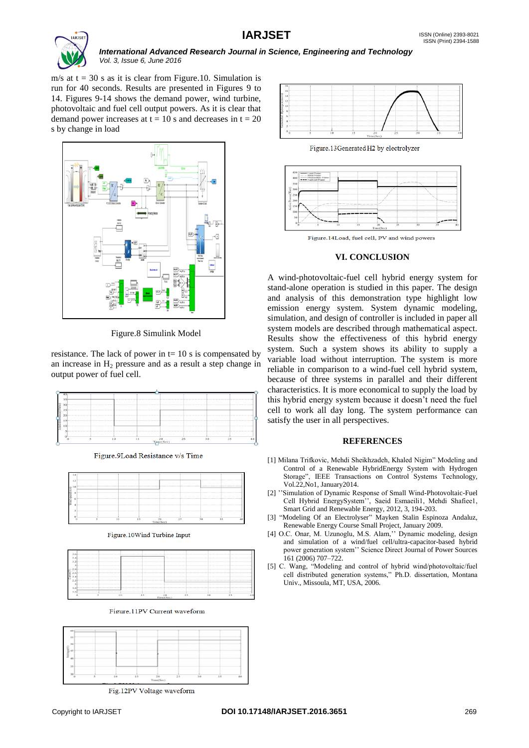m/s at t = 30 s as it is clear from Figure.10. Simulation is run for 40 seconds. Results are presented in Figures 9 to 14. Figures 9-14 shows the demand power, wind turbine, photovoltaic and fuel cell output powers. As it is clear that demand power increases at t = 10 s and decreases in t = 20 s by change in load

Figure.8 Simulink Model

resistance. The lack of power in t= 10 s is compensated by an increase in $H_2$ pressure and as a result a step change in output power of fuel cell.

Figure.9Load Resistance v/s Time

Figure.10Wind Turbine Input

Figure.11PV Current waveform

Fig.12PV Voltage waveform

Figure.13Generated H2 by electrolyzer

Figure.14Load, fuel cell, PV and wind powers

## VI. CONCLUSION

A wind-photovoltaic-fuel cell hybrid energy system for stand-alone operation is studied in this paper. The design and analysis of this demonstration type highlight low emission energy system. System dynamic modeling, simulation, and design of controller is included in paper all system models are described through mathematical aspect. Results show the effectiveness of this hybrid energy system. Such a system shows its ability to supply a variable load without interruption. The system is more reliable in comparison to a wind-fuel cell hybrid system, because of three systems in parallel and their different characteristics. It is more economical to supply the load by this hybrid energy system because it doesn't need the fuel cell to work all day long. The system performance can satisfy the user in all perspectives.

## REFERENCES

[1] Milana Trifkovic, Mehdi Sheikhzadeh, Khaled Nigim" Modeling and Control of a Renewable HybridEnergy System with Hydrogen Storage", IEEE Transactions on Control Systems Technology, Vol.22,No1, January2014.

[2] ''Simulation of Dynamic Response of Small Wind-Photovoltaic-Fuel Cell Hybrid EnergySystem'', Saeid Esmaeili1, Mehdi Shafieе1, Smart Grid and Renewable Energy, 2012, 3, 194-203.

[3] "Modeling Of an Electrolyser" Mayken Stalin Espinoza Andaluz, Renewable Energy Course Small Project, January 2009.

[4] O.C. Onar, M. Uzunoglu, M.S. Alam,'' Dynamic modeling, design and simulation of a wind/fuel cell/ultra-capacitor-based hybrid power generation system'' Science Direct Journal of Power Sources 161 (2006) 707–722.

[5] C. Wang, "Modeling and control of hybrid wind/photovoltaic/fuel cell distributed generation systems," Ph.D. dissertation, Montana Univ., Missoula, MT, USA, 2006.